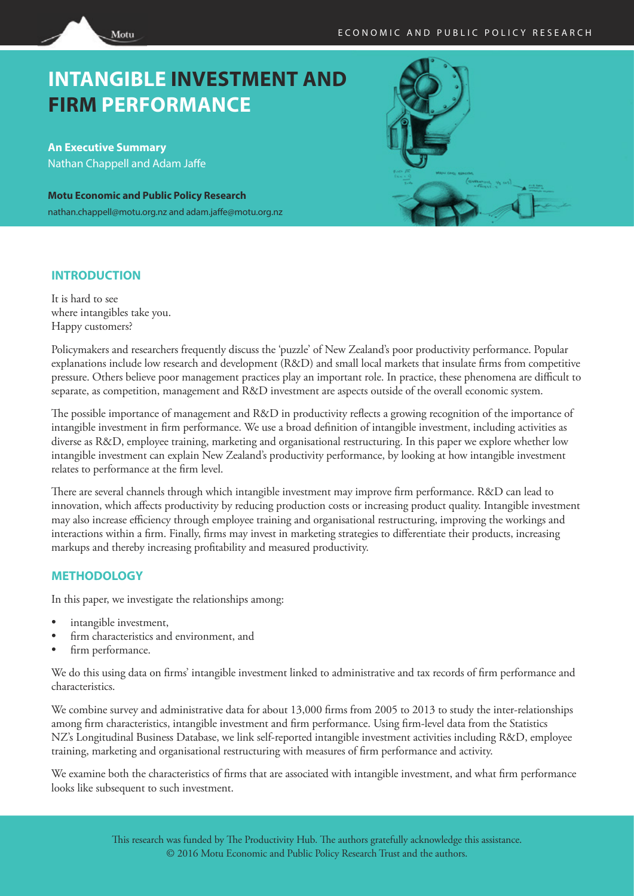# INTANGIBLE INVESTMENT AND FIRM PERFORMANCE

**An Executive Summary**
Nathan Chappell and Adam Jaffe

**Motu Economic and Public Policy Research**
nathan.chappell@motu.org.nz and adam.jaffe@motu.org.nz

## INTRODUCTION

It is hard to see
where intangibles take you.
Happy customers?

Policymakers and researchers frequently discuss the 'puzzle' of New Zealand's poor productivity performance. Popular explanations include low research and development (R&D) and small local markets that insulate firms from competitive pressure. Others believe poor management practices play an important role. In practice, these phenomena are difficult to separate, as competition, management and R&D investment are aspects outside of the overall economic system.

The possible importance of management and R&D in productivity reflects a growing recognition of the importance of intangible investment in firm performance. We use a broad definition of intangible investment, including activities as diverse as R&D, employee training, marketing and organisational restructuring. In this paper we explore whether low intangible investment can explain New Zealand's productivity performance, by looking at how intangible investment relates to performance at the firm level.

There are several channels through which intangible investment may improve firm performance. R&D can lead to innovation, which affects productivity by reducing production costs or increasing product quality. Intangible investment may also increase efficiency through employee training and organisational restructuring, improving the workings and interactions within a firm. Finally, firms may invest in marketing strategies to differentiate their products, increasing markups and thereby increasing profitability and measured productivity.

## METHODOLOGY

In this paper, we investigate the relationships among:

- intangible investment,
- firm characteristics and environment, and
- firm performance.

We do this using data on firms' intangible investment linked to administrative and tax records of firm performance and characteristics.

We combine survey and administrative data for about 13,000 firms from 2005 to 2013 to study the inter-relationships among firm characteristics, intangible investment and firm performance. Using firm-level data from the Statistics NZ's Longitudinal Business Database, we link self-reported intangible investment activities including R&D, employee training, marketing and organisational restructuring with measures of firm performance and activity.

We examine both the characteristics of firms that are associated with intangible investment, and what firm performance looks like subsequent to such investment.

This research was funded by The Productivity Hub. The authors gratefully acknowledge this assistance.
© 2016 Motu Economic and Public Policy Research Trust and the authors.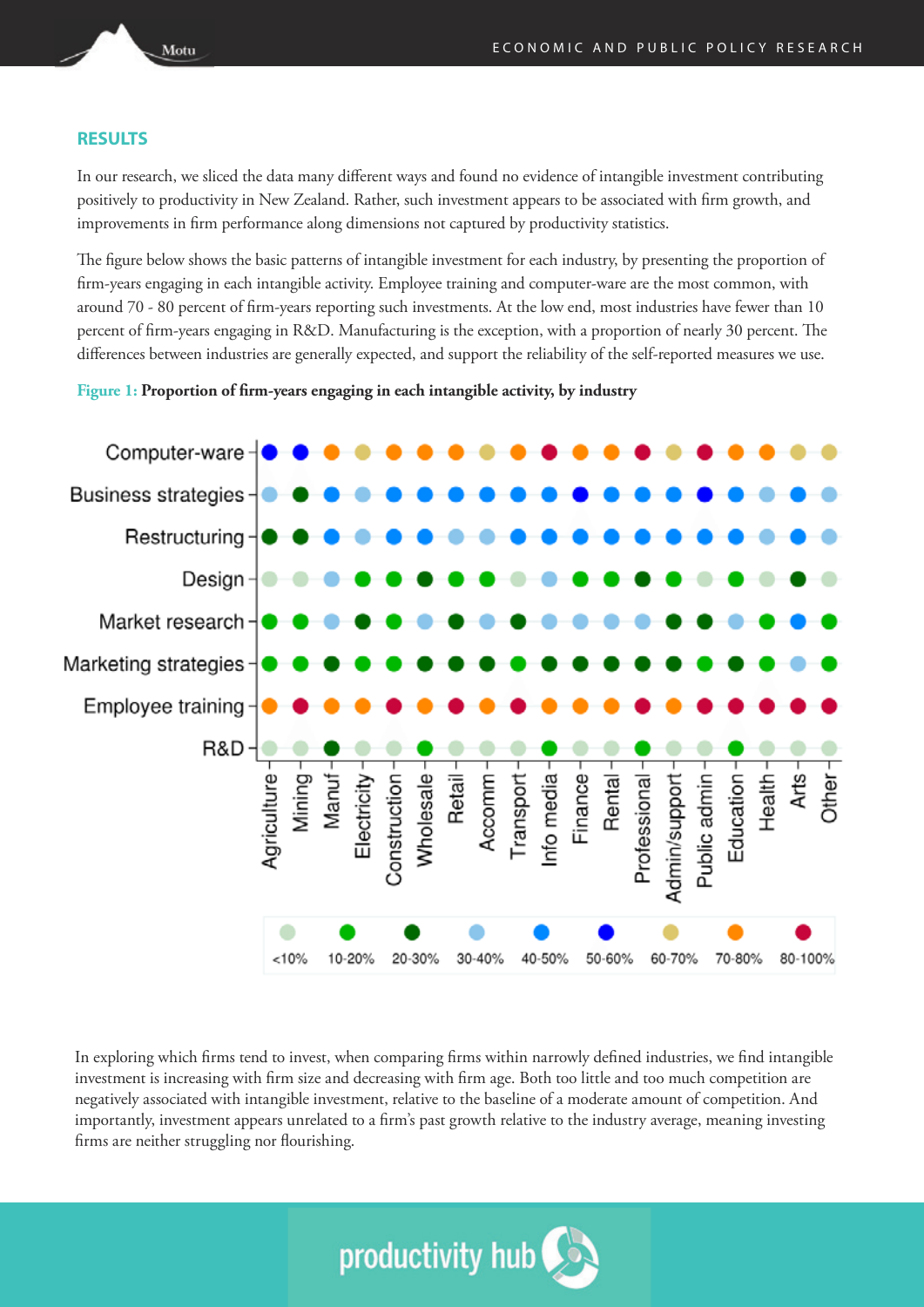## RESULTS

In our research, we sliced the data many different ways and found no evidence of intangible investment contributing positively to productivity in New Zealand. Rather, such investment appears to be associated with firm growth, and improvements in firm performance along dimensions not captured by productivity statistics.

The figure below shows the basic patterns of intangible investment for each industry, by presenting the proportion of firm-years engaging in each intangible activity. Employee training and computer-ware are the most common, with around 70 - 80 percent of firm-years reporting such investments. At the low end, most industries have fewer than 10 percent of firm-years engaging in R&D. Manufacturing is the exception, with a proportion of nearly 30 percent. The differences between industries are generally expected, and support the reliability of the self-reported measures we use.

**Figure 1: Proportion of firm-years engaging in each intangible activity, by industry**

In exploring which firms tend to invest, when comparing firms within narrowly defined industries, we find intangible investment is increasing with firm size and decreasing with firm age. Both too little and too much competition are negatively associated with intangible investment, relative to the baseline of a moderate amount of competition. And importantly, investment appears unrelated to a firm's past growth relative to the industry average, meaning investing firms are neither struggling nor flourishing.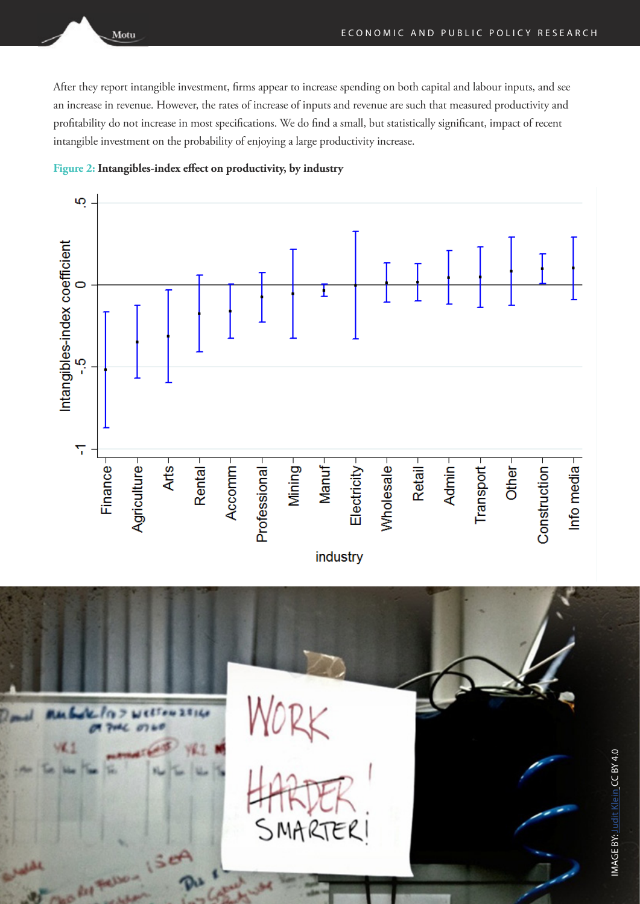After they report intangible investment, firms appear to increase spending on both capital and labour inputs, and see an increase in revenue. However, the rates of increase of inputs and revenue are such that measured productivity and profitability do not increase in most specifications. We do find a small, but statistically significant, impact of recent intangible investment on the probability of enjoying a large productivity increase.

**Figure 2: Intangibles-index effect on productivity, by industry**

IMAGE BY: Judit Klein CC BY 4.0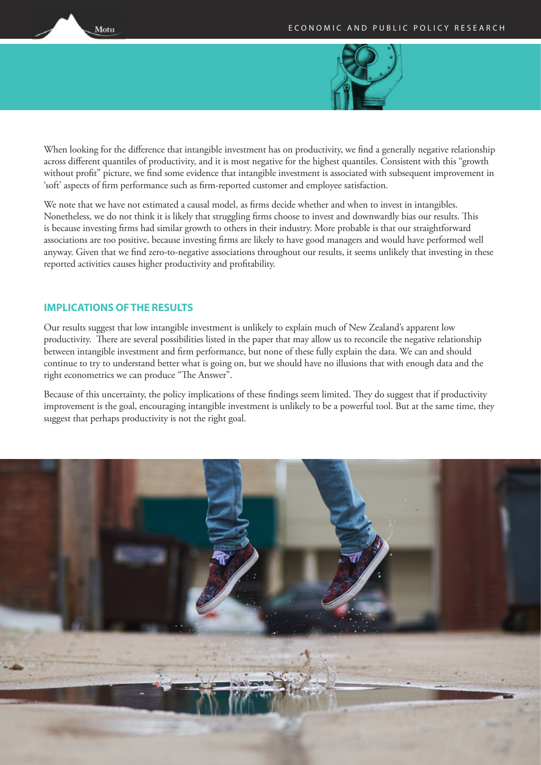When looking for the difference that intangible investment has on productivity, we find a generally negative relationship across different quantiles of productivity, and it is most negative for the highest quantiles. Consistent with this "growth without profit" picture, we find some evidence that intangible investment is associated with subsequent improvement in 'soft' aspects of firm performance such as firm-reported customer and employee satisfaction.

We note that we have not estimated a causal model, as firms decide whether and when to invest in intangibles. Nonetheless, we do not think it is likely that struggling firms choose to invest and downwardly bias our results. This is because investing firms had similar growth to others in their industry. More probable is that our straightforward associations are too positive, because investing firms are likely to have good managers and would have performed well anyway. Given that we find zero-to-negative associations throughout our results, it seems unlikely that investing in these reported activities causes higher productivity and profitability.

## IMPLICATIONS OF THE RESULTS

Our results suggest that low intangible investment is unlikely to explain much of New Zealand's apparent low productivity. There are several possibilities listed in the paper that may allow us to reconcile the negative relationship between intangible investment and firm performance, but none of these fully explain the data. We can and should continue to try to understand better what is going on, but we should have no illusions that with enough data and the right econometrics we can produce "The Answer".

Because of this uncertainty, the policy implications of these findings seem limited. They do suggest that if productivity improvement is the goal, encouraging intangible investment is unlikely to be a powerful tool. But at the same time, they suggest that perhaps productivity is not the right goal.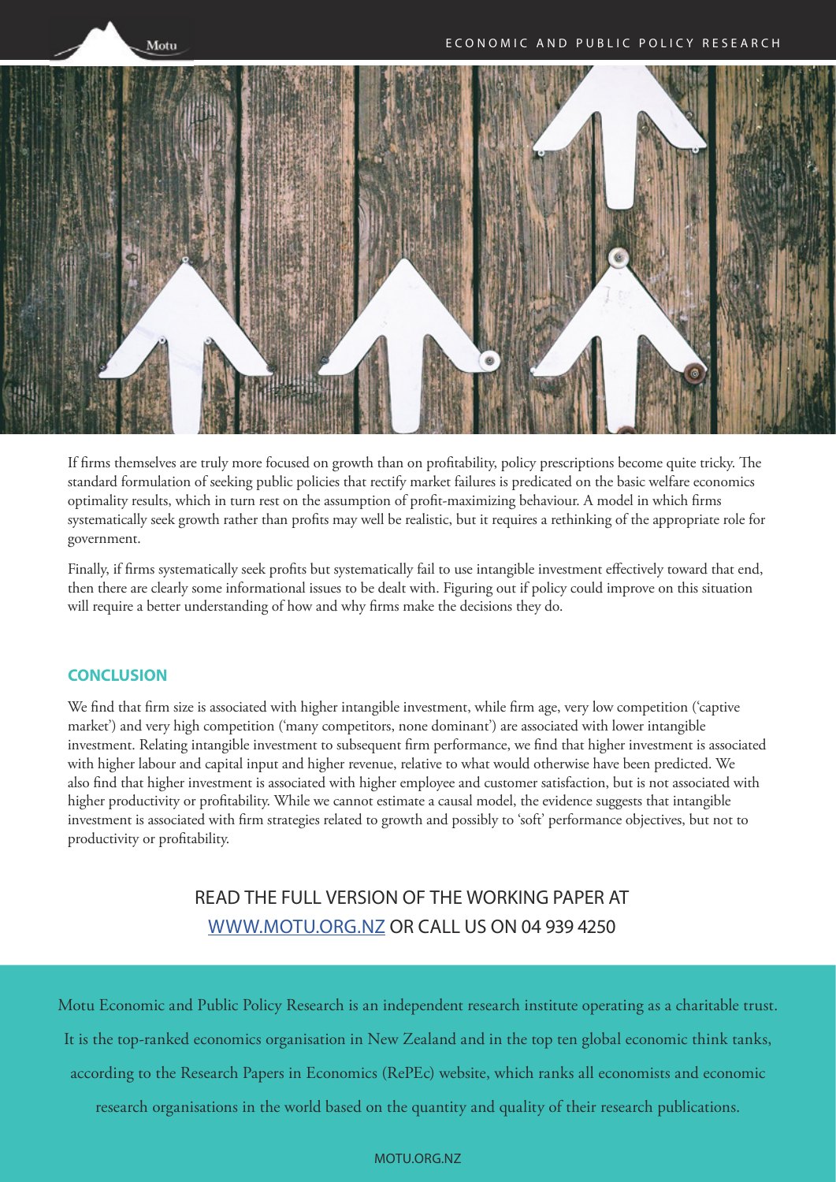If firms themselves are truly more focused on growth than on profitability, policy prescriptions become quite tricky. The standard formulation of seeking public policies that rectify market failures is predicated on the basic welfare economics optimality results, which in turn rest on the assumption of profit-maximizing behaviour. A model in which firms systematically seek growth rather than profits may well be realistic, but it requires a rethinking of the appropriate role for government.

Finally, if firms systematically seek profits but systematically fail to use intangible investment effectively toward that end, then there are clearly some informational issues to be dealt with. Figuring out if policy could improve on this situation will require a better understanding of how and why firms make the decisions they do.

## CONCLUSION

We find that firm size is associated with higher intangible investment, while firm age, very low competition ('captive market') and very high competition ('many competitors, none dominant') are associated with lower intangible investment. Relating intangible investment to subsequent firm performance, we find that higher investment is associated with higher labour and capital input and higher revenue, relative to what would otherwise have been predicted. We also find that higher investment is associated with higher employee and customer satisfaction, but is not associated with higher productivity or profitability. While we cannot estimate a causal model, the evidence suggests that intangible investment is associated with firm strategies related to growth and possibly to 'soft' performance objectives, but not to productivity or profitability.

READ THE FULL VERSION OF THE WORKING PAPER AT WWW.MOTU.ORG.NZ OR CALL US ON 04 939 4250

Motu Economic and Public Policy Research is an independent research institute operating as a charitable trust. It is the top-ranked economics organisation in New Zealand and in the top ten global economic think tanks, according to the Research Papers in Economics (RePEc) website, which ranks all economists and economic research organisations in the world based on the quantity and quality of their research publications.

MOTU.ORG.NZ